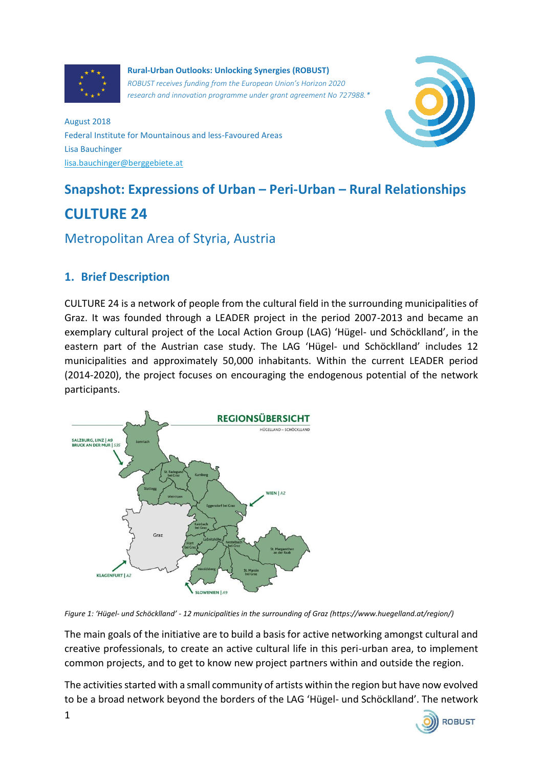**Rural-Urban Outlooks: Unlocking Synergies (ROBUST)**
*ROBUST receives funding from the European Union's Horizon 2020 research and innovation programme under grant agreement No 727988.\**

August 2018
Federal Institute for Mountainous and less-Favoured Areas
Lisa Bauchinger
lisa.bauchinger@berggebiete.at

# Snapshot: Expressions of Urban – Peri-Urban – Rural Relationships

# CULTURE 24

## Metropolitan Area of Styria, Austria

## 1. Brief Description

CULTURE 24 is a network of people from the cultural field in the surrounding municipalities of Graz. It was founded through a LEADER project in the period 2007-2013 and became an exemplary cultural project of the Local Action Group (LAG) 'Hügel- und Schöcklland', in the eastern part of the Austrian case study. The LAG 'Hügel- und Schöcklland' includes 12 municipalities and approximately 50,000 inhabitants. Within the current LEADER period (2014-2020), the project focuses on encouraging the endogenous potential of the network participants.

*Figure 1: 'Hügel- und Schöcklland' - 12 municipalities in the surrounding of Graz (https://www.huegelland.at/region/)*

The main goals of the initiative are to build a basis for active networking amongst cultural and creative professionals, to create an active cultural life in this peri-urban area, to implement common projects, and to get to know new project partners within and outside the region.

The activities started with a small community of artists within the region but have now evolved to be a broad network beyond the borders of the LAG 'Hügel- und Schöcklland'. The network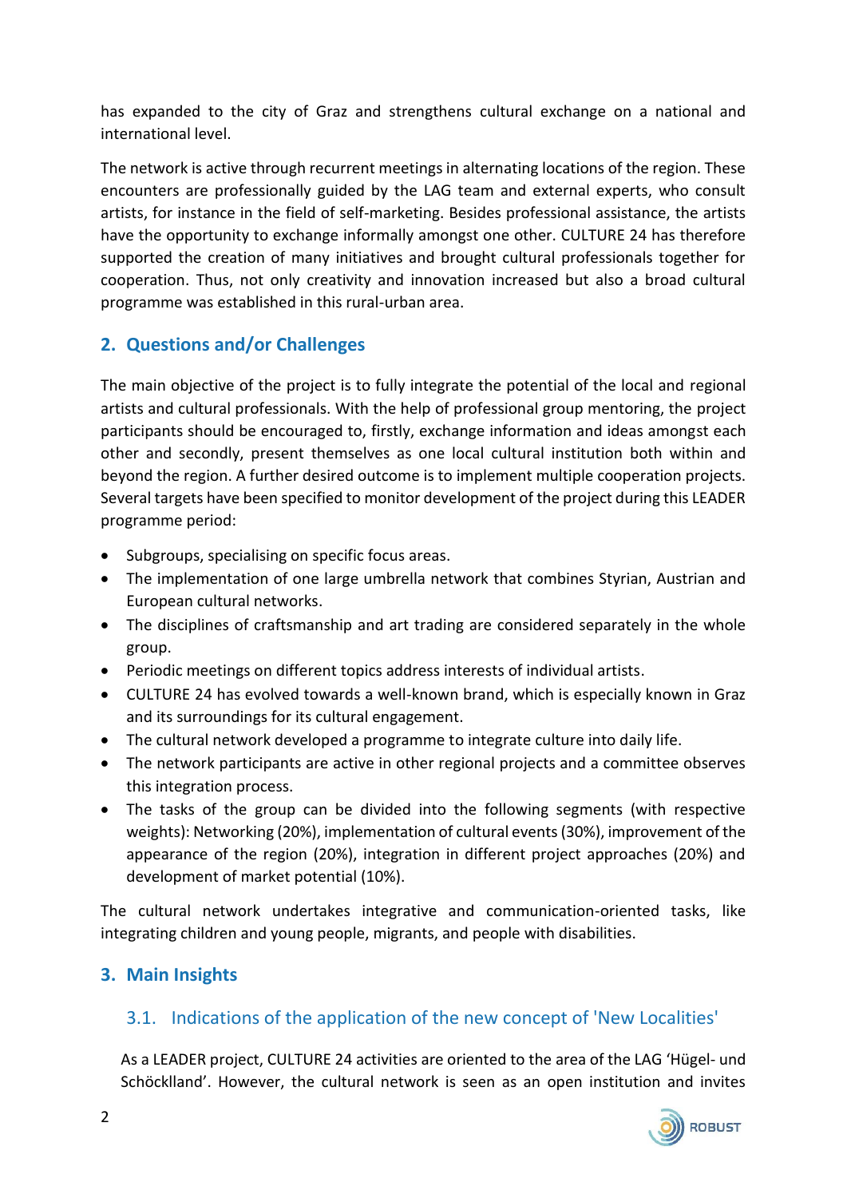has expanded to the city of Graz and strengthens cultural exchange on a national and international level.

The network is active through recurrent meetings in alternating locations of the region. These encounters are professionally guided by the LAG team and external experts, who consult artists, for instance in the field of self-marketing. Besides professional assistance, the artists have the opportunity to exchange informally amongst one other. CULTURE 24 has therefore supported the creation of many initiatives and brought cultural professionals together for cooperation. Thus, not only creativity and innovation increased but also a broad cultural programme was established in this rural-urban area.

## 2. Questions and/or Challenges

The main objective of the project is to fully integrate the potential of the local and regional artists and cultural professionals. With the help of professional group mentoring, the project participants should be encouraged to, firstly, exchange information and ideas amongst each other and secondly, present themselves as one local cultural institution both within and beyond the region. A further desired outcome is to implement multiple cooperation projects. Several targets have been specified to monitor development of the project during this LEADER programme period:

- Subgroups, specialising on specific focus areas.
- The implementation of one large umbrella network that combines Styrian, Austrian and European cultural networks.
- The disciplines of craftsmanship and art trading are considered separately in the whole group.
- Periodic meetings on different topics address interests of individual artists.
- CULTURE 24 has evolved towards a well-known brand, which is especially known in Graz and its surroundings for its cultural engagement.
- The cultural network developed a programme to integrate culture into daily life.
- The network participants are active in other regional projects and a committee observes this integration process.
- The tasks of the group can be divided into the following segments (with respective weights): Networking (20%), implementation of cultural events (30%), improvement of the appearance of the region (20%), integration in different project approaches (20%) and development of market potential (10%).

The cultural network undertakes integrative and communication-oriented tasks, like integrating children and young people, migrants, and people with disabilities.

## 3. Main Insights

### 3.1. Indications of the application of the new concept of 'New Localities'

As a LEADER project, CULTURE 24 activities are oriented to the area of the LAG 'Hügel- und Schöcklland'. However, the cultural network is seen as an open institution and invites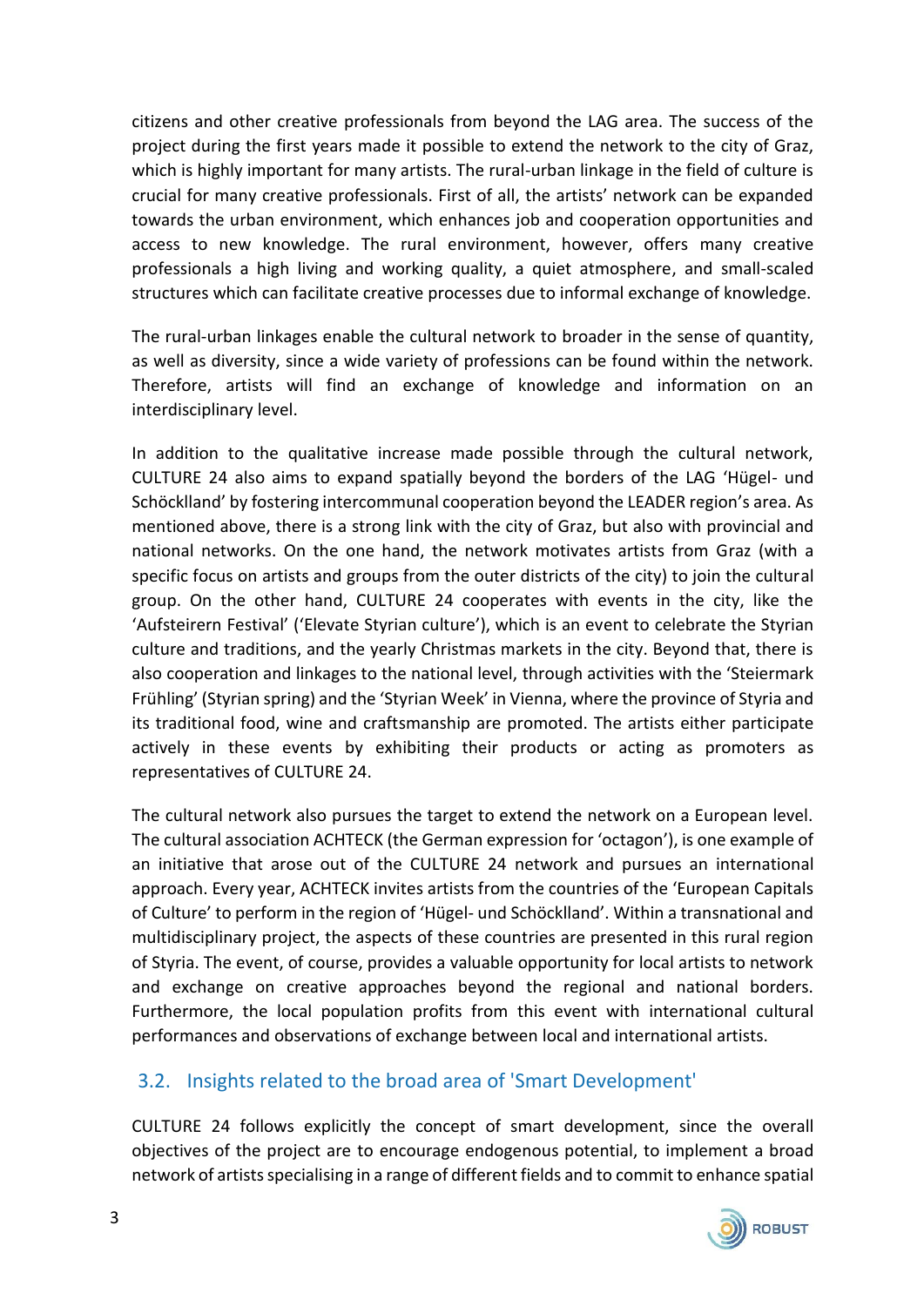citizens and other creative professionals from beyond the LAG area. The success of the project during the first years made it possible to extend the network to the city of Graz, which is highly important for many artists. The rural-urban linkage in the field of culture is crucial for many creative professionals. First of all, the artists' network can be expanded towards the urban environment, which enhances job and cooperation opportunities and access to new knowledge. The rural environment, however, offers many creative professionals a high living and working quality, a quiet atmosphere, and small-scaled structures which can facilitate creative processes due to informal exchange of knowledge.

The rural-urban linkages enable the cultural network to broader in the sense of quantity, as well as diversity, since a wide variety of professions can be found within the network. Therefore, artists will find an exchange of knowledge and information on an interdisciplinary level.

In addition to the qualitative increase made possible through the cultural network, CULTURE 24 also aims to expand spatially beyond the borders of the LAG 'Hügel- und Schöcklland' by fostering intercommunal cooperation beyond the LEADER region's area. As mentioned above, there is a strong link with the city of Graz, but also with provincial and national networks. On the one hand, the network motivates artists from Graz (with a specific focus on artists and groups from the outer districts of the city) to join the cultural group. On the other hand, CULTURE 24 cooperates with events in the city, like the 'Aufsteirern Festival' ('Elevate Styrian culture'), which is an event to celebrate the Styrian culture and traditions, and the yearly Christmas markets in the city. Beyond that, there is also cooperation and linkages to the national level, through activities with the 'Steiermark Frühling' (Styrian spring) and the 'Styrian Week' in Vienna, where the province of Styria and its traditional food, wine and craftsmanship are promoted. The artists either participate actively in these events by exhibiting their products or acting as promoters as representatives of CULTURE 24.

The cultural network also pursues the target to extend the network on a European level. The cultural association ACHTECK (the German expression for 'octagon'), is one example of an initiative that arose out of the CULTURE 24 network and pursues an international approach. Every year, ACHTECK invites artists from the countries of the 'European Capitals of Culture' to perform in the region of 'Hügel- und Schöcklland'. Within a transnational and multidisciplinary project, the aspects of these countries are presented in this rural region of Styria. The event, of course, provides a valuable opportunity for local artists to network and exchange on creative approaches beyond the regional and national borders. Furthermore, the local population profits from this event with international cultural performances and observations of exchange between local and international artists.

## 3.2. Insights related to the broad area of 'Smart Development'

CULTURE 24 follows explicitly the concept of smart development, since the overall objectives of the project are to encourage endogenous potential, to implement a broad network of artists specialising in a range of different fields and to commit to enhance spatial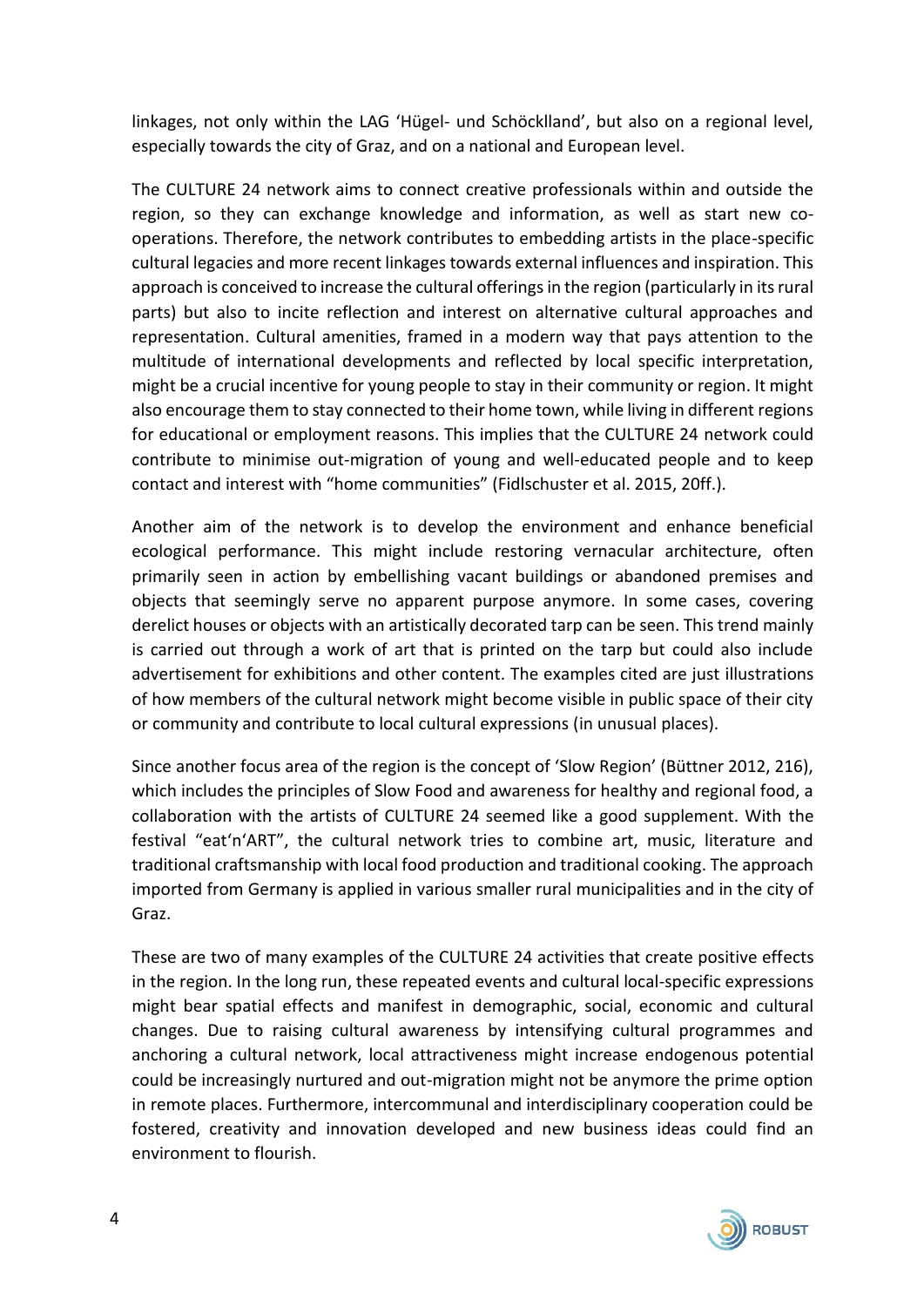linkages, not only within the LAG 'Hügel- und Schöcklland', but also on a regional level, especially towards the city of Graz, and on a national and European level.

The CULTURE 24 network aims to connect creative professionals within and outside the region, so they can exchange knowledge and information, as well as start new co-operations. Therefore, the network contributes to embedding artists in the place-specific cultural legacies and more recent linkages towards external influences and inspiration. This approach is conceived to increase the cultural offerings in the region (particularly in its rural parts) but also to incite reflection and interest on alternative cultural approaches and representation. Cultural amenities, framed in a modern way that pays attention to the multitude of international developments and reflected by local specific interpretation, might be a crucial incentive for young people to stay in their community or region. It might also encourage them to stay connected to their home town, while living in different regions for educational or employment reasons. This implies that the CULTURE 24 network could contribute to minimise out-migration of young and well-educated people and to keep contact and interest with "home communities" (Fidlschuster et al. 2015, 20ff.).

Another aim of the network is to develop the environment and enhance beneficial ecological performance. This might include restoring vernacular architecture, often primarily seen in action by embellishing vacant buildings or abandoned premises and objects that seemingly serve no apparent purpose anymore. In some cases, covering derelict houses or objects with an artistically decorated tarp can be seen. This trend mainly is carried out through a work of art that is printed on the tarp but could also include advertisement for exhibitions and other content. The examples cited are just illustrations of how members of the cultural network might become visible in public space of their city or community and contribute to local cultural expressions (in unusual places).

Since another focus area of the region is the concept of 'Slow Region' (Büttner 2012, 216), which includes the principles of Slow Food and awareness for healthy and regional food, a collaboration with the artists of CULTURE 24 seemed like a good supplement. With the festival "eat'n'ART", the cultural network tries to combine art, music, literature and traditional craftsmanship with local food production and traditional cooking. The approach imported from Germany is applied in various smaller rural municipalities and in the city of Graz.

These are two of many examples of the CULTURE 24 activities that create positive effects in the region. In the long run, these repeated events and cultural local-specific expressions might bear spatial effects and manifest in demographic, social, economic and cultural changes. Due to raising cultural awareness by intensifying cultural programmes and anchoring a cultural network, local attractiveness might increase endogenous potential could be increasingly nurtured and out-migration might not be anymore the prime option in remote places. Furthermore, intercommunal and interdisciplinary cooperation could be fostered, creativity and innovation developed and new business ideas could find an environment to flourish.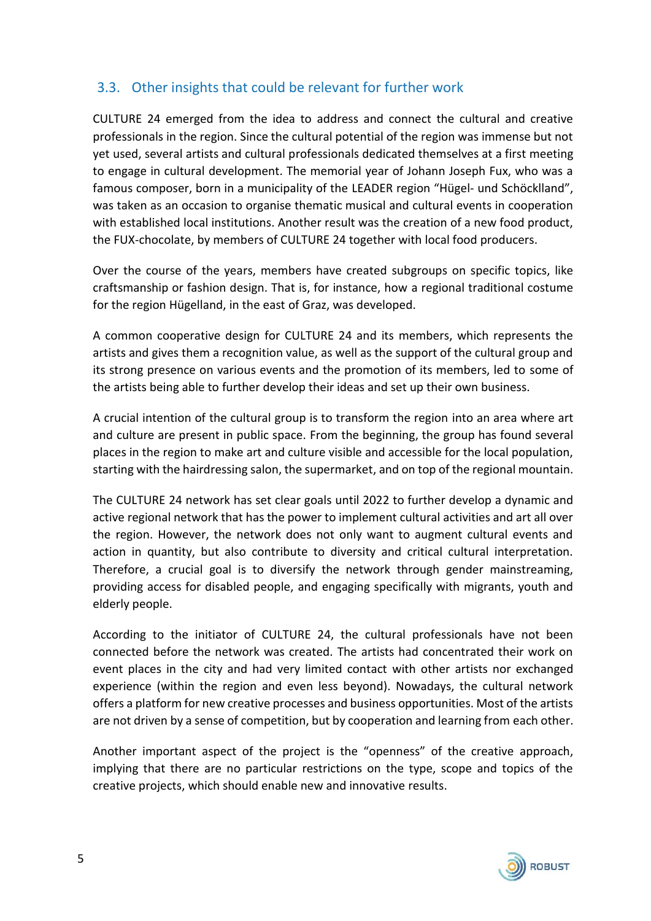## 3.3. Other insights that could be relevant for further work

CULTURE 24 emerged from the idea to address and connect the cultural and creative professionals in the region. Since the cultural potential of the region was immense but not yet used, several artists and cultural professionals dedicated themselves at a first meeting to engage in cultural development. The memorial year of Johann Joseph Fux, who was a famous composer, born in a municipality of the LEADER region "Hügel- und Schöcklland", was taken as an occasion to organise thematic musical and cultural events in cooperation with established local institutions. Another result was the creation of a new food product, the FUX-chocolate, by members of CULTURE 24 together with local food producers.

Over the course of the years, members have created subgroups on specific topics, like craftsmanship or fashion design. That is, for instance, how a regional traditional costume for the region Hügelland, in the east of Graz, was developed.

A common cooperative design for CULTURE 24 and its members, which represents the artists and gives them a recognition value, as well as the support of the cultural group and its strong presence on various events and the promotion of its members, led to some of the artists being able to further develop their ideas and set up their own business.

A crucial intention of the cultural group is to transform the region into an area where art and culture are present in public space. From the beginning, the group has found several places in the region to make art and culture visible and accessible for the local population, starting with the hairdressing salon, the supermarket, and on top of the regional mountain.

The CULTURE 24 network has set clear goals until 2022 to further develop a dynamic and active regional network that has the power to implement cultural activities and art all over the region. However, the network does not only want to augment cultural events and action in quantity, but also contribute to diversity and critical cultural interpretation. Therefore, a crucial goal is to diversify the network through gender mainstreaming, providing access for disabled people, and engaging specifically with migrants, youth and elderly people.

According to the initiator of CULTURE 24, the cultural professionals have not been connected before the network was created. The artists had concentrated their work on event places in the city and had very limited contact with other artists nor exchanged experience (within the region and even less beyond). Nowadays, the cultural network offers a platform for new creative processes and business opportunities. Most of the artists are not driven by a sense of competition, but by cooperation and learning from each other.

Another important aspect of the project is the "openness" of the creative approach, implying that there are no particular restrictions on the type, scope and topics of the creative projects, which should enable new and innovative results.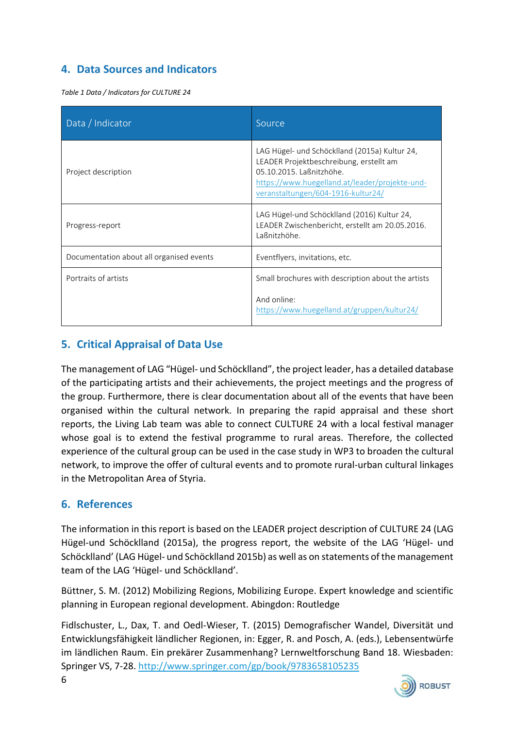## 4. Data Sources and Indicators

*Table 1 Data / Indicators for CULTURE 24*

| Data / Indicator | Source |
|---|---|
| Project description | LAG Hügel- und Schöcklland (2015a) Kultur 24, LEADER Projektbeschreibung, erstellt am 05.10.2015. Laßnitzhöhe. https://www.huegelland.at/leader/projekte-und-veranstaltungen/604-1916-kultur24/ |
| Progress-report | LAG Hügel-und Schöcklland (2016) Kultur 24, LEADER Zwischenbericht, erstellt am 20.05.2016. Laßnitzhöhe. |
| Documentation about all organised events | Eventflyers, invitations, etc. |
| Portraits of artists | Small brochures with description about the artists<br><br>And online: https://www.huegelland.at/gruppen/kultur24/ |

## 5. Critical Appraisal of Data Use

The management of LAG "Hügel- und Schöcklland", the project leader, has a detailed database of the participating artists and their achievements, the project meetings and the progress of the group. Furthermore, there is clear documentation about all of the events that have been organised within the cultural network. In preparing the rapid appraisal and these short reports, the Living Lab team was able to connect CULTURE 24 with a local festival manager whose goal is to extend the festival programme to rural areas. Therefore, the collected experience of the cultural group can be used in the case study in WP3 to broaden the cultural network, to improve the offer of cultural events and to promote rural-urban cultural linkages in the Metropolitan Area of Styria.

## 6. References

The information in this report is based on the LEADER project description of CULTURE 24 (LAG Hügel-und Schöcklland (2015a), the progress report, the website of the LAG 'Hügel- und Schöcklland' (LAG Hügel- und Schöcklland 2015b) as well as on statements of the management team of the LAG 'Hügel- und Schöcklland'.

Büttner, S. M. (2012) Mobilizing Regions, Mobilizing Europe. Expert knowledge and scientific planning in European regional development. Abingdon: Routledge

Fidlschuster, L., Dax, T. and Oedl-Wieser, T. (2015) Demografischer Wandel, Diversität und Entwicklungsfähigkeit ländlicher Regionen, in: Egger, R. and Posch, A. (eds.), Lebensentwürfe im ländlichen Raum. Ein prekärer Zusammenhang? Lernweltforschung Band 18. Wiesbaden: Springer VS, 7-28. http://www.springer.com/gp/book/9783658105235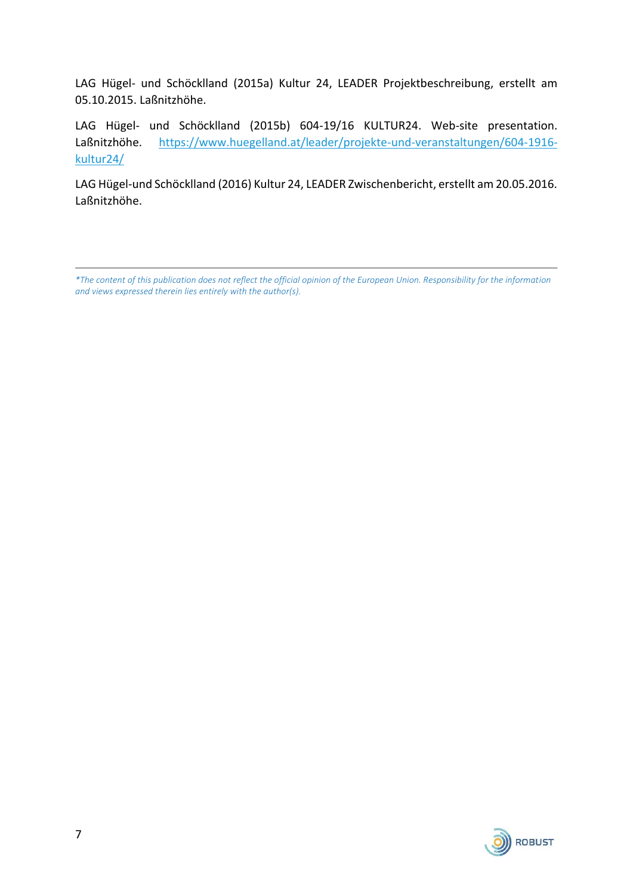LAG Hügel- und Schöcklland (2015a) Kultur 24, LEADER Projektbeschreibung, erstellt am 05.10.2015. Laßnitzhöhe.

LAG Hügel- und Schöcklland (2015b) 604-19/16 KULTUR24. Web-site presentation. Laßnitzhöhe. [https://www.huegelland.at/leader/projekte-und-veranstaltungen/604-1916-kultur24/](https://www.huegelland.at/leader/projekte-und-veranstaltungen/604-1916-kultur24/)

LAG Hügel-und Schöcklland (2016) Kultur 24, LEADER Zwischenbericht, erstellt am 20.05.2016. Laßnitzhöhe.

---

*\*The content of this publication does not reflect the official opinion of the European Union. Responsibility for the information and views expressed therein lies entirely with the author(s).*